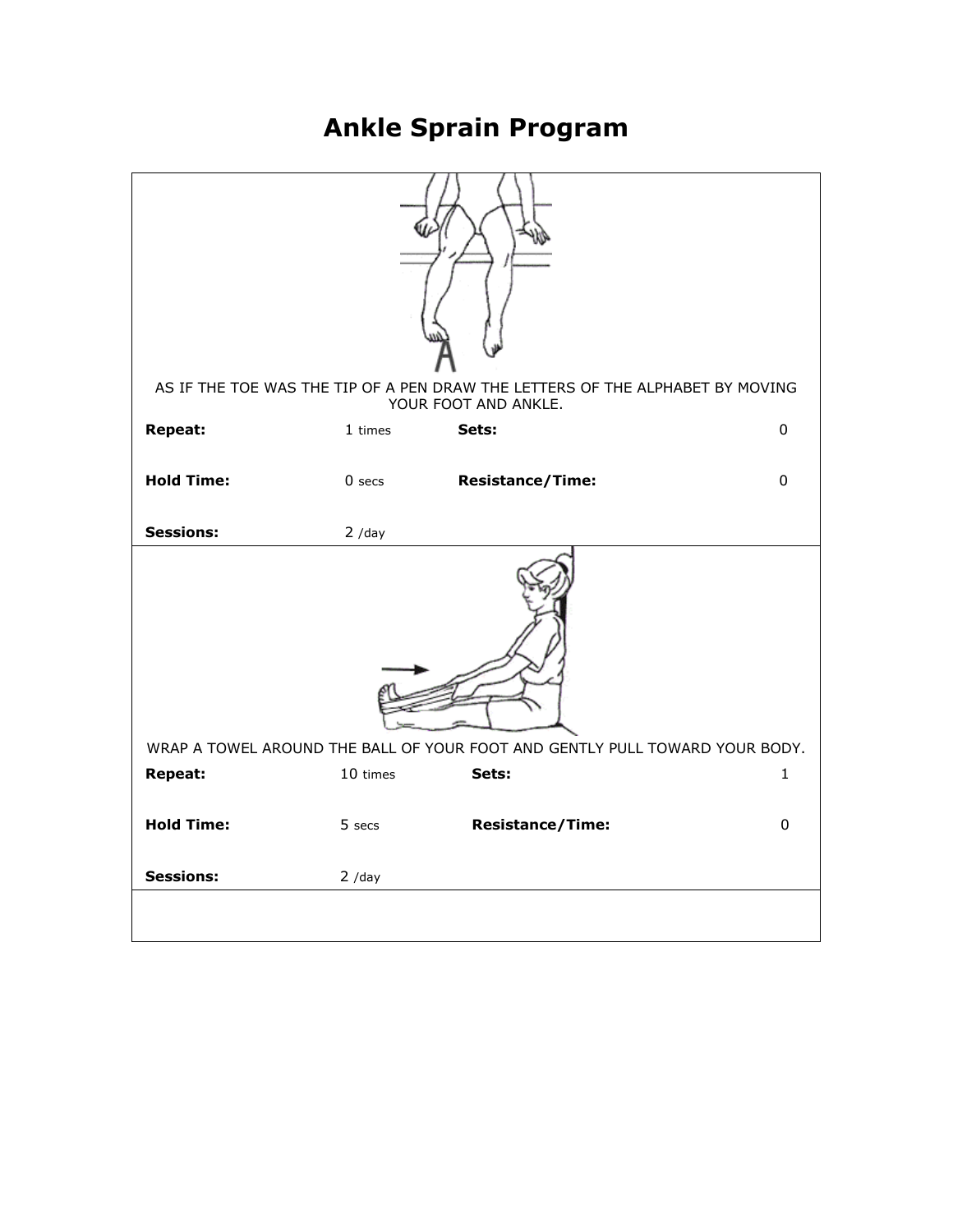# Ankle Sprain Program

AS IF THE TOE WAS THE TIP OF A PEN DRAW THE LETTERS OF THE ALPHABET BY MOVING YOUR FOOT AND ANKLE.

| | | | |
|---|---|---|---|
| **Repeat:** | 1 times | **Sets:** | 0 |
| **Hold Time:** | 0 secs | **Resistance/Time:** | 0 |
| **Sessions:** | 2 /day | | |

WRAP A TOWEL AROUND THE BALL OF YOUR FOOT AND GENTLY PULL TOWARD YOUR BODY.

| | | | |
|---|---|---|---|
| **Repeat:** | 10 times | **Sets:** | 1 |
| **Hold Time:** | 5 secs | **Resistance/Time:** | 0 |
| **Sessions:** | 2 /day | | |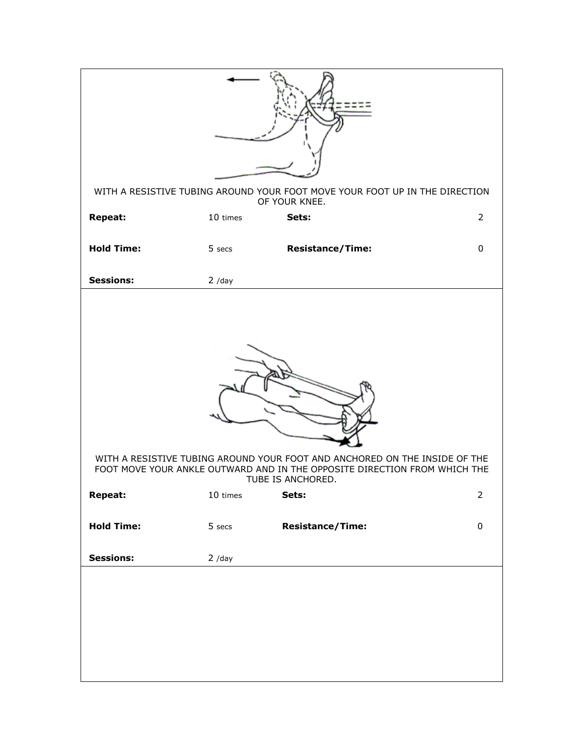WITH A RESISTIVE TUBING AROUND YOUR FOOT MOVE YOUR FOOT UP IN THE DIRECTION OF YOUR KNEE.

| | | | |
|---|---|---|---|
| **Repeat:** | 10 times | **Sets:** | 2 |
| **Hold Time:** | 5 secs | **Resistance/Time:** | 0 |
| **Sessions:** | 2 /day | | |

WITH A RESISTIVE TUBING AROUND YOUR FOOT AND ANCHORED ON THE INSIDE OF THE FOOT MOVE YOUR ANKLE OUTWARD AND IN THE OPPOSITE DIRECTION FROM WHICH THE TUBE IS ANCHORED.

| | | | |
|---|---|---|---|
| **Repeat:** | 10 times | **Sets:** | 2 |
| **Hold Time:** | 5 secs | **Resistance/Time:** | 0 |
| **Sessions:** | 2 /day | | |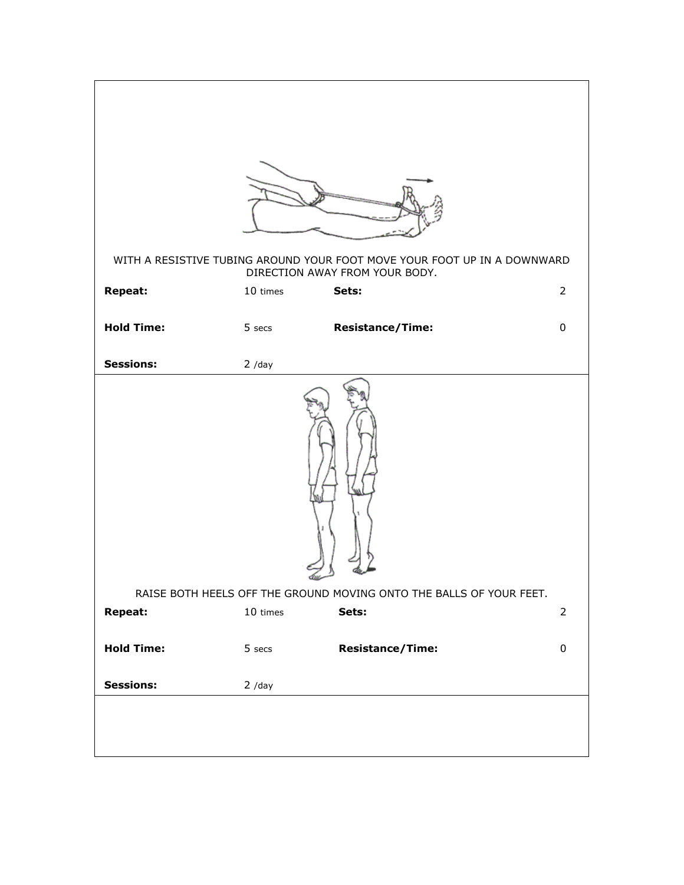WITH A RESISTIVE TUBING AROUND YOUR FOOT MOVE YOUR FOOT UP IN A DOWNWARD DIRECTION AWAY FROM YOUR BODY.

| | | | |
|---|---|---|---|
| **Repeat:** | 10 times | **Sets:** | 2 |
| **Hold Time:** | 5 secs | **Resistance/Time:** | 0 |
| **Sessions:** | 2 /day | | |

RAISE BOTH HEELS OFF THE GROUND MOVING ONTO THE BALLS OF YOUR FEET.

| | | | |
|---|---|---|---|
| **Repeat:** | 10 times | **Sets:** | 2 |
| **Hold Time:** | 5 secs | **Resistance/Time:** | 0 |
| **Sessions:** | 2 /day | | |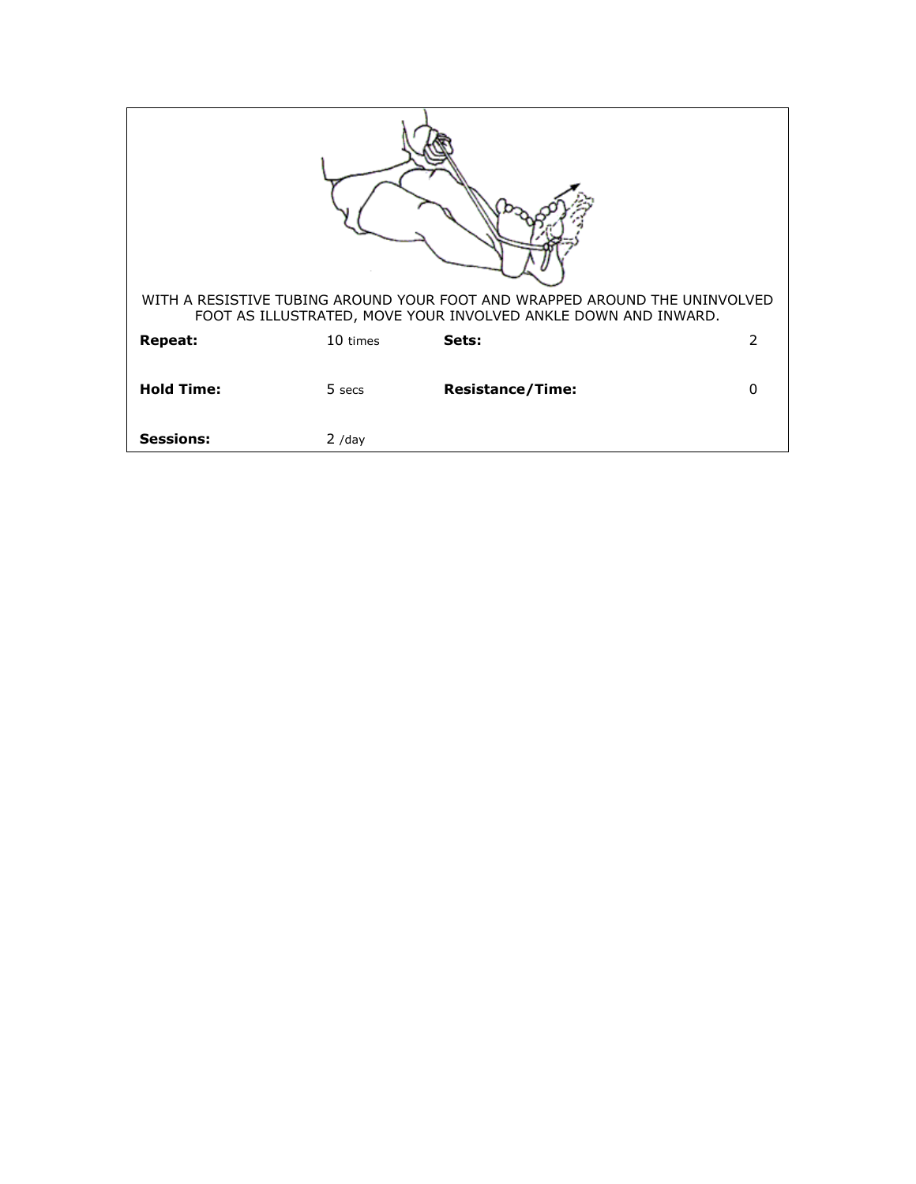WITH A RESISTIVE TUBING AROUND YOUR FOOT AND WRAPPED AROUND THE UNINVOLVED FOOT AS ILLUSTRATED, MOVE YOUR INVOLVED ANKLE DOWN AND INWARD.

| | | | |
|---|---|---|---|
| **Repeat:** | 10 times | **Sets:** | 2 |
| **Hold Time:** | 5 secs | **Resistance/Time:** | 0 |
| **Sessions:** | 2 /day | | |